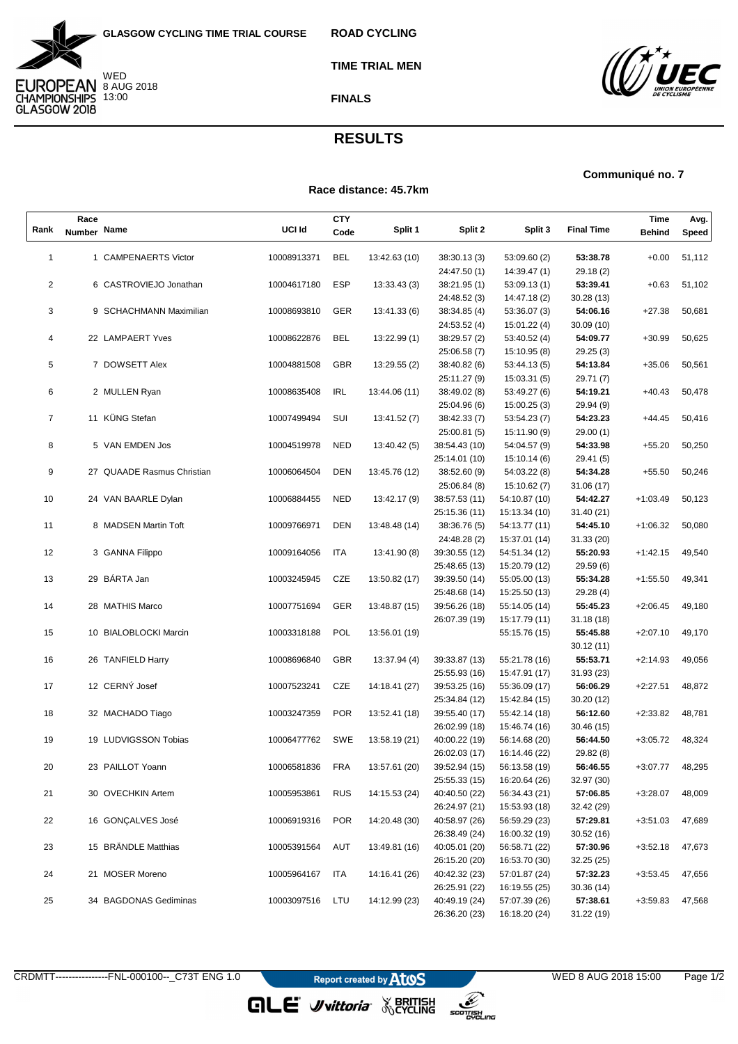GLASGOW CYCLING TIME TRIAL COURSE

EUROPEAN CHAMPIONSHIPS GLASGOW 2018

WED 8 AUG 2018 13:00

ROAD CYCLING

TIME TRIAL MEN

FINALS

# RESULTS

**Communiqué no. 7**

**Race distance: 45.7km**

| Rank | Race Number | Name | UCI Id | CTY Code | Split 1 | Split 2 | Split 3 | Final Time | Time Behind | Avg. Speed |
|---|---|---|---|---|---|---|---|---|---|---|
| 1 | 1 | CAMPENAERTS Victor | 10008913371 | BEL | 13:42.63 (10) | 38:30.13 (3)<br>24:47.50 (1) | 53:09.60 (2)<br>14:39.47 (1) | **53:38.78**<br>29.18 (2) | +0.00 | 51,112 |
| 2 | 6 | CASTROVIEJO Jonathan | 10004617180 | ESP | 13:33.43 (3) | 38:21.95 (1)<br>24:48.52 (3) | 53:09.13 (1)<br>14:47.18 (2) | **53:39.41**<br>30.28 (13) | +0.63 | 51,102 |
| 3 | 9 | SCHACHMANN Maximilian | 10008693810 | GER | 13:41.33 (6) | 38:34.85 (4)<br>24:53.52 (4) | 53:36.07 (3)<br>15:01.22 (4) | **54:06.16**<br>30.09 (10) | +27.38 | 50,681 |
| 4 | 22 | LAMPAERT Yves | 10008622876 | BEL | 13:22.99 (1) | 38:29.57 (2)<br>25:06.58 (7) | 53:40.52 (4)<br>15:10.95 (8) | **54:09.77**<br>29.25 (3) | +30.99 | 50,625 |
| 5 | 7 | DOWSETT Alex | 10004881508 | GBR | 13:29.55 (2) | 38:40.82 (6)<br>25:11.27 (9) | 53:44.13 (5)<br>15:03.31 (5) | **54:13.84**<br>29.71 (7) | +35.06 | 50,561 |
| 6 | 2 | MULLEN Ryan | 10008635408 | IRL | 13:44.06 (11) | 38:49.02 (8)<br>25:04.96 (6) | 53:49.27 (6)<br>15:00.25 (3) | **54:19.21**<br>29.94 (9) | +40.43 | 50,478 |
| 7 | 11 | KÜNG Stefan | 10007499494 | SUI | 13:41.52 (7) | 38:42.33 (7)<br>25:00.81 (5) | 53:54.23 (7)<br>15:11.90 (9) | **54:23.23**<br>29.00 (1) | +44.45 | 50,416 |
| 8 | 5 | VAN EMDEN Jos | 10004519978 | NED | 13:40.42 (5) | 38:54.43 (10)<br>25:14.01 (10) | 54:04.57 (9)<br>15:10.14 (6) | **54:33.98**<br>29.41 (5) | +55.20 | 50,250 |
| 9 | 27 | QUAADE Rasmus Christian | 10006064504 | DEN | 13:45.76 (12) | 38:52.60 (9)<br>25:06.84 (8) | 54:03.22 (8)<br>15:10.62 (7) | **54:34.28**<br>31.06 (17) | +55.50 | 50,246 |
| 10 | 24 | VAN BAARLE Dylan | 10006884455 | NED | 13:42.17 (9) | 38:57.53 (11)<br>25:15.36 (11) | 54:10.87 (10)<br>15:13.34 (10) | **54:42.27**<br>31.40 (21) | +1:03.49 | 50,123 |
| 11 | 8 | MADSEN Martin Toft | 10009766971 | DEN | 13:48.48 (14) | 38:36.76 (5)<br>24:48.28 (2) | 54:13.77 (11)<br>15:37.01 (14) | **54:45.10**<br>31.33 (20) | +1:06.32 | 50,080 |
| 12 | 3 | GANNA Filippo | 10009164056 | ITA | 13:41.90 (8) | 39:30.55 (12)<br>25:48.65 (13) | 54:51.34 (12)<br>15:20.79 (12) | **55:20.93**<br>29.59 (6) | +1:42.15 | 49,540 |
| 13 | 29 | BÁRTA Jan | 10003245945 | CZE | 13:50.82 (17) | 39:39.50 (14)<br>25:48.68 (14) | 55:05.00 (13)<br>15:25.50 (13) | **55:34.28**<br>29.28 (4) | +1:55.50 | 49,341 |
| 14 | 28 | MATHIS Marco | 10007751694 | GER | 13:48.87 (15) | 39:56.26 (18)<br>26:07.39 (19) | 55:14.05 (14)<br>15:17.79 (11) | **55:45.23**<br>31.18 (18) | +2:06.45 | 49,180 |
| 15 | 10 | BIALOBLOCKI Marcin | 10003318188 | POL | 13:56.01 (19) | | 55:15.76 (15) | **55:45.88**<br>30.12 (11) | +2:07.10 | 49,170 |
| 16 | 26 | TANFIELD Harry | 10008696840 | GBR | 13:37.94 (4) | 39:33.87 (13)<br>25:55.93 (16) | 55:21.78 (16)<br>15:47.91 (17) | **55:53.71**<br>31.93 (23) | +2:14.93 | 49,056 |
| 17 | 12 | CERNÝ Josef | 10007523241 | CZE | 14:18.41 (27) | 39:53.25 (16)<br>25:34.84 (12) | 55:36.09 (17)<br>15:42.84 (15) | **56:06.29**<br>30.20 (12) | +2:27.51 | 48,872 |
| 18 | 32 | MACHADO Tiago | 10003247359 | POR | 13:52.41 (18) | 39:55.40 (17)<br>26:02.99 (18) | 55:42.14 (18)<br>15:46.74 (16) | **56:12.60**<br>30.46 (15) | +2:33.82 | 48,781 |
| 19 | 19 | LUDVIGSSON Tobias | 10006477762 | SWE | 13:58.19 (21) | 40:00.22 (19)<br>26:02.03 (17) | 56:14.68 (20)<br>16:14.46 (22) | **56:44.50**<br>29.82 (8) | +3:05.72 | 48,324 |
| 20 | 23 | PAILLOT Yoann | 10006581836 | FRA | 13:57.61 (20) | 39:52.94 (15)<br>25:55.33 (15) | 56:13.58 (19)<br>16:20.64 (26) | **56:46.55**<br>32.97 (30) | +3:07.77 | 48,295 |
| 21 | 30 | OVECHKIN Artem | 10005953861 | RUS | 14:15.53 (24) | 40:40.50 (22)<br>26:24.97 (21) | 56:34.43 (21)<br>15:53.93 (18) | **57:06.85**<br>32.42 (29) | +3:28.07 | 48,009 |
| 22 | 16 | GONÇALVES José | 10006919316 | POR | 14:20.48 (30) | 40:58.97 (26)<br>26:38.49 (24) | 56:59.29 (23)<br>16:00.32 (19) | **57:29.81**<br>30.52 (16) | +3:51.03 | 47,689 |
| 23 | 15 | BRÄNDLE Matthias | 10005391564 | AUT | 13:49.81 (16) | 40:05.01 (20)<br>26:15.20 (20) | 56:58.71 (22)<br>16:53.70 (30) | **57:30.96**<br>32.25 (25) | +3:52.18 | 47,673 |
| 24 | 21 | MOSER Moreno | 10005964167 | ITA | 14:16.41 (26) | 40:42.32 (23)<br>26:25.91 (22) | 57:01.87 (24)<br>16:19.55 (25) | **57:32.23**<br>30.36 (14) | +3:53.45 | 47,656 |
| 25 | 34 | BAGDONAS Gediminas | 10003097516 | LTU | 14:12.99 (23) | 40:49.19 (24)<br>26:36.20 (23) | 57:07.39 (26)<br>16:18.20 (24) | **57:38.61**<br>31.22 (19) | +3:59.83 | 47,568 |

CRDMTT----------------FNL-000100--_C73T ENG 1.0 | Report created by Atos | WED 8 AUG 2018 15:00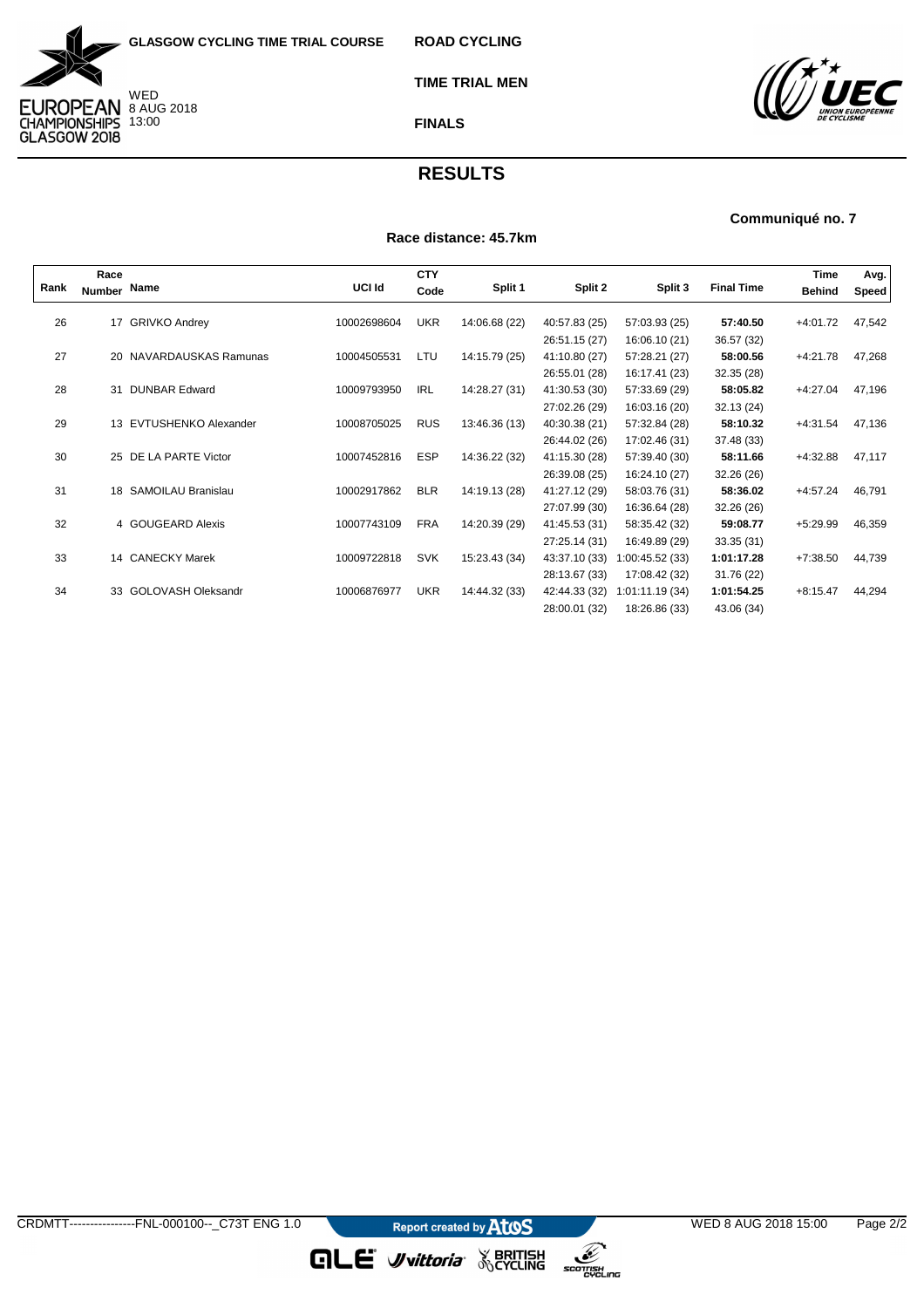GLASGOW CYCLING TIME TRIAL COURSE

WED 8 AUG 2018 13:00

ROAD CYCLING

TIME TRIAL MEN

FINALS

# RESULTS

**Communiqué no. 7**

**Race distance: 45.7km**

| Rank | Race Number | Name | UCI Id | CTY Code | Split 1 | Split 2 | Split 3 | Final Time | Time Behind | Avg. Speed |
|---|---|---|---|---|---|---|---|---|---|---|
| 26 | 17 | GRIVKO Andrey | 10002698604 | UKR | 14:06.68 (22) | 40:57.83 (25) | 57:03.93 (25) | **57:40.50** | +4:01.72 | 47,542 |
| | | | | | | 26:51.15 (27) | 16:06.10 (21) | 36.57 (32) | | |
| 27 | 20 | NAVARDAUSKAS Ramunas | 10004505531 | LTU | 14:15.79 (25) | 41:10.80 (27) | 57:28.21 (27) | **58:00.56** | +4:21.78 | 47,268 |
| | | | | | | 26:55.01 (28) | 16:17.41 (23) | 32.35 (28) | | |
| 28 | 31 | DUNBAR Edward | 10009793950 | IRL | 14:28.27 (31) | 41:30.53 (30) | 57:33.69 (29) | **58:05.82** | +4:27.04 | 47,196 |
| | | | | | | 27:02.26 (29) | 16:03.16 (20) | 32.13 (24) | | |
| 29 | 13 | EVTUSHENKO Alexander | 10008705025 | RUS | 13:46.36 (13) | 40:30.38 (21) | 57:32.84 (28) | **58:10.32** | +4:31.54 | 47,136 |
| | | | | | | 26:44.02 (26) | 17:02.46 (31) | 37.48 (33) | | |
| 30 | 25 | DE LA PARTE Victor | 10007452816 | ESP | 14:36.22 (32) | 41:15.30 (28) | 57:39.40 (30) | **58:11.66** | +4:32.88 | 47,117 |
| | | | | | | 26:39.08 (25) | 16:24.10 (27) | 32.26 (26) | | |
| 31 | 18 | SAMOILAU Branislau | 10002917862 | BLR | 14:19.13 (28) | 41:27.12 (29) | 58:03.76 (31) | **58:36.02** | +4:57.24 | 46,791 |
| | | | | | | 27:07.99 (30) | 16:36.64 (28) | 32.26 (26) | | |
| 32 | 4 | GOUGEARD Alexis | 10007743109 | FRA | 14:20.39 (29) | 41:45.53 (31) | 58:35.42 (32) | **59:08.77** | +5:29.99 | 46,359 |
| | | | | | | 27:25.14 (31) | 16:49.89 (29) | 33.35 (31) | | |
| 33 | 14 | CANECKY Marek | 10009722818 | SVK | 15:23.43 (34) | 43:37.10 (33) | 1:00:45.52 (33) | **1:01:17.28** | +7:38.50 | 44,739 |
| | | | | | | 28:13.67 (33) | 17:08.42 (32) | 31.76 (22) | | |
| 34 | 33 | GOLOVASH Oleksandr | 10006876977 | UKR | 14:44.32 (33) | 42:44.33 (32) | 1:01:11.19 (34) | **1:01:54.25** | +8:15.47 | 44,294 |
| | | | | | | 28:00.01 (32) | 18:26.86 (33) | 43.06 (34) | | |

CRDMTT----------------FNL-000100--_C73T ENG 1.0 Report created by Atos WED 8 AUG 2018 15:00